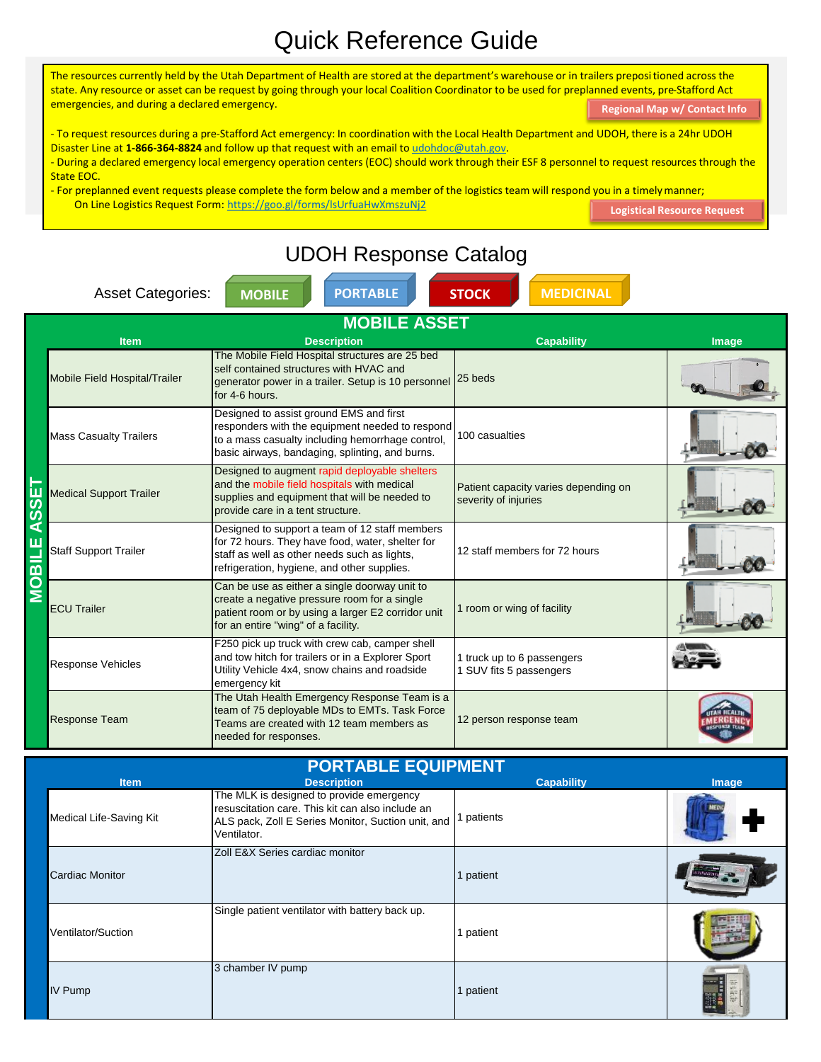# Quick Reference Guide

The resources currently held by the Utah Department of Health are stored at the department's warehouse or in trailers prepositioned across the state. Any resource or asset can be request by going through your local Coalition Coordinator to be used for preplanned events, pre-Stafford Act emergencies, and during a declared emergency.

Regional Map w/ Contact Info

- To request resources during a pre-Stafford Act emergency: In coordination with the Local Health Department and UDOH, there is a 24hr UDOH Disaster Line at **1-866-364-8824** and follow up that request with an email to udohdoc@utah.gov.
- During a declared emergency local emergency operation centers (EOC) should work through their ESF 8 personnel to request resources through the State EOC.
- For preplanned event requests please complete the form below and a member of the logistics team will respond you in a timely manner;

On Line Logistics Request Form: https://goo.gl/forms/lsUrfuaHwXmszuNj2

Logistical Resource Request

## UDOH Response Catalog

Asset Categories: MOBILE | PORTABLE | STOCK | MEDICINAL

### MOBILE ASSET

| Item | Description | Capability | Image |
| --- | --- | --- | --- |
| Mobile Field Hospital/Trailer | The Mobile Field Hospital structures are 25 bed self contained structures with HVAC and generator power in a trailer. Setup is 10 personnel for 4-6 hours. | 25 beds | |
| Mass Casualty Trailers | Designed to assist ground EMS and first responders with the equipment needed to respond to a mass casualty including hemorrhage control, basic airways, bandaging, splinting, and burns. | 100 casualties | |
| Medical Support Trailer | Designed to augment rapid deployable shelters and the mobile field hospitals with medical supplies and equipment that will be needed to provide care in a tent structure. | Patient capacity varies depending on severity of injuries | |
| Staff Support Trailer | Designed to support a team of 12 staff members for 72 hours. They have food, water, shelter for staff as well as other needs such as lights, refrigeration, hygiene, and other supplies. | 12 staff members for 72 hours | |
| ECU Trailer | Can be use as either a single doorway unit to create a negative pressure room for a single patient room or by using a larger E2 corridor unit for an entire "wing" of a facility. | 1 room or wing of facility | |
| Response Vehicles | F250 pick up truck with crew cab, camper shell and tow hitch for trailers or in a Explorer Sport Utility Vehicle 4x4, snow chains and roadside emergency kit | 1 truck up to 6 passengers<br>1 SUV fits 5 passengers | |
| Response Team | The Utah Health Emergency Response Team is a team of 75 deployable MDs to EMTs. Task Force Teams are created with 12 team members as needed for responses. | 12 person response team | |

### PORTABLE EQUIPMENT

| Item | Description | Capability | Image |
| --- | --- | --- | --- |
| Medical Life-Saving Kit | The MLK is designed to provide emergency resuscitation care. This kit can also include an ALS pack, Zoll E Series Monitor, Suction unit, and Ventilator. | 1 patients | |
| Cardiac Monitor | Zoll E&X Series cardiac monitor | 1 patient | |
| Ventilator/Suction | Single patient ventilator with battery back up. | 1 patient | |
| IV Pump | 3 chamber IV pump | 1 patient | |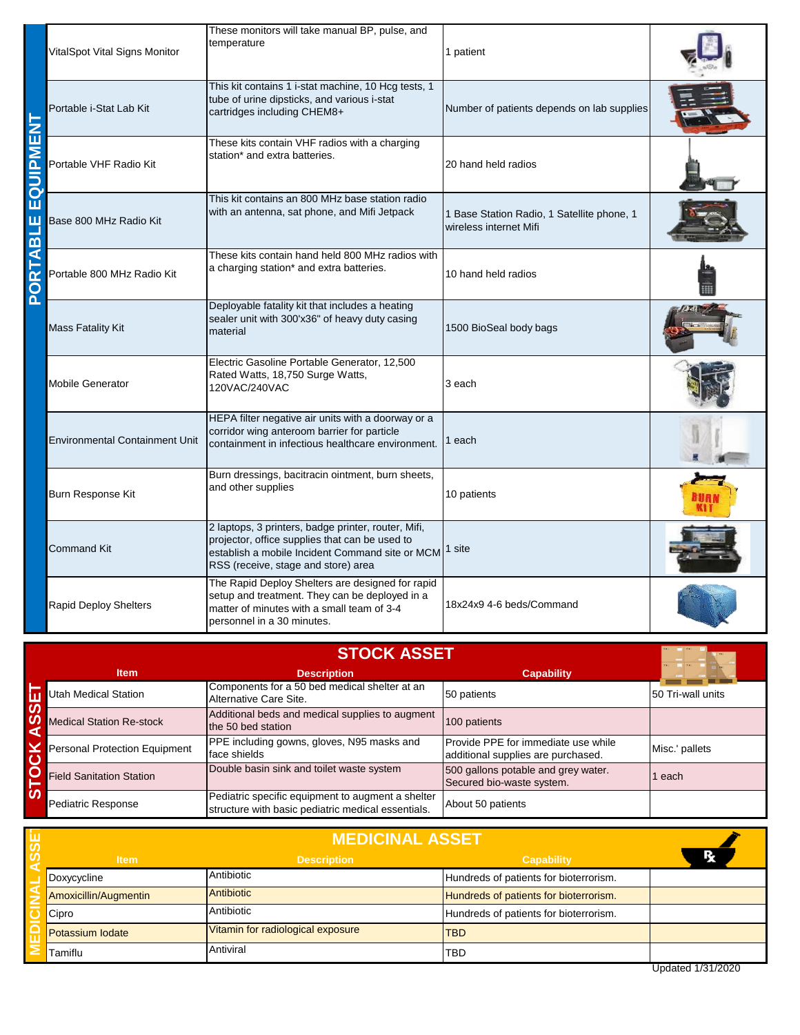## PORTABLE EQUIPMENT

| | | | |
|---|---|---|---|
| VitalSpot Vital Signs Monitor | These monitors will take manual BP, pulse, and temperature | 1 patient | |
| Portable i-Stat Lab Kit | This kit contains 1 i-stat machine, 10 Hcg tests, 1 tube of urine dipsticks, and various i-stat cartridges including CHEM8+ | Number of patients depends on lab supplies | |
| Portable VHF Radio Kit | These kits contain VHF radios with a charging station* and extra batteries. | 20 hand held radios | |
| Base 800 MHz Radio Kit | This kit contains an 800 MHz base station radio with an antenna, sat phone, and Mifi Jetpack | 1 Base Station Radio, 1 Satellite phone, 1 wireless internet Mifi | |
| Portable 800 MHz Radio Kit | These kits contain hand held 800 MHz radios with a charging station* and extra batteries. | 10 hand held radios | |
| Mass Fatality Kit | Deployable fatality kit that includes a heating sealer unit with 300'x36" of heavy duty casing material | 1500 BioSeal body bags | |
| Mobile Generator | Electric Gasoline Portable Generator, 12,500 Rated Watts, 18,750 Surge Watts, 120VAC/240VAC | 3 each | |
| Environmental Containment Unit | HEPA filter negative air units with a doorway or a corridor wing anteroom barrier for particle containment in infectious healthcare environment. | 1 each | |
| Burn Response Kit | Burn dressings, bacitracin ointment, burn sheets, and other supplies | 10 patients | |
| Command Kit | 2 laptops, 3 printers, badge printer, router, Mifi, projector, office supplies that can be used to establish a mobile Incident Command site or MCM RSS (receive, stage and store) area | 1 site | |
| Rapid Deploy Shelters | The Rapid Deploy Shelters are designed for rapid setup and treatment. They can be deployed in a matter of minutes with a small team of 3-4 personnel in a 30 minutes. | 18x24x9 4-6 beds/Command | |

## STOCK ASSET

| Item | Description | Capability | |
|---|---|---|---|
| Utah Medical Station | Components for a 50 bed medical shelter at an Alternative Care Site. | 50 patients | 50 Tri-wall units |
| Medical Station Re-stock | Additional beds and medical supplies to augment the 50 bed station | 100 patients | |
| Personal Protection Equipment | PPE including gowns, gloves, N95 masks and face shields | Provide PPE for immediate use while additional supplies are purchased. | Misc.' pallets |
| Field Sanitation Station | Double basin sink and toilet waste system | 500 gallons potable and grey water. Secured bio-waste system. | 1 each |
| Pediatric Response | Pediatric specific equipment to augment a shelter structure with basic pediatric medical essentials. | About 50 patients | |

## MEDICINAL ASSET

| Item | Description | Capability | |
|---|---|---|---|
| Doxycycline | Antibiotic | Hundreds of patients for bioterrorism. | |
| Amoxicillin/Augmentin | Antibiotic | Hundreds of patients for bioterrorism. | |
| Cipro | Antibiotic | Hundreds of patients for bioterrorism. | |
| Potassium Iodate | Vitamin for radiological exposure | TBD | |
| Tamiflu | Antiviral | TBD | |

Updated 1/31/2020